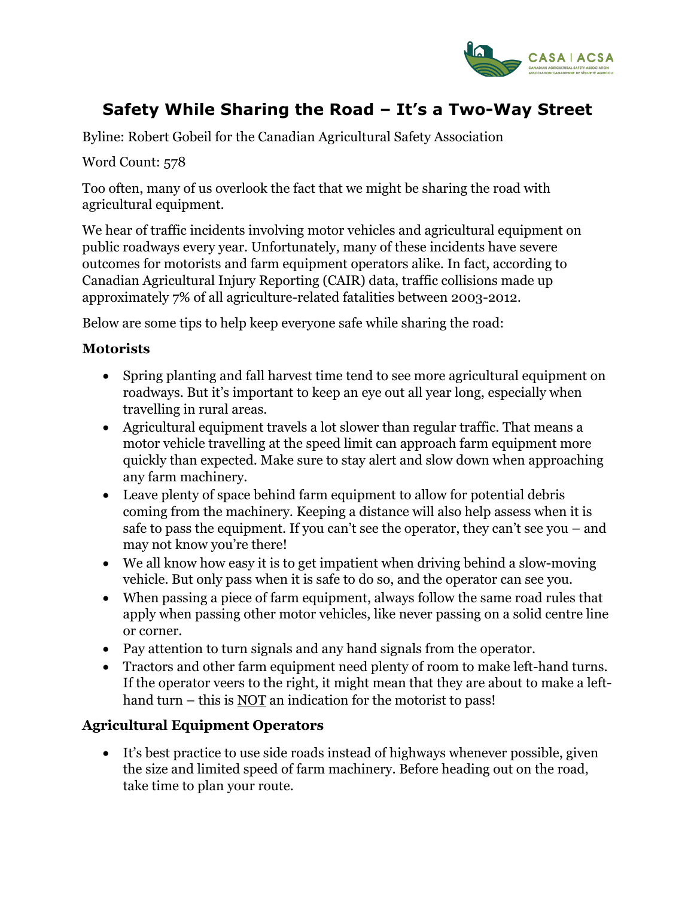# Safety While Sharing the Road – It's a Two-Way Street

Byline: Robert Gobeil for the Canadian Agricultural Safety Association

Word Count: 578

Too often, many of us overlook the fact that we might be sharing the road with agricultural equipment.

We hear of traffic incidents involving motor vehicles and agricultural equipment on public roadways every year. Unfortunately, many of these incidents have severe outcomes for motorists and farm equipment operators alike. In fact, according to Canadian Agricultural Injury Reporting (CAIR) data, traffic collisions made up approximately 7% of all agriculture-related fatalities between 2003-2012.

Below are some tips to help keep everyone safe while sharing the road:

**Motorists**

- Spring planting and fall harvest time tend to see more agricultural equipment on roadways. But it's important to keep an eye out all year long, especially when travelling in rural areas.
- Agricultural equipment travels a lot slower than regular traffic. That means a motor vehicle travelling at the speed limit can approach farm equipment more quickly than expected. Make sure to stay alert and slow down when approaching any farm machinery.
- Leave plenty of space behind farm equipment to allow for potential debris coming from the machinery. Keeping a distance will also help assess when it is safe to pass the equipment. If you can't see the operator, they can't see you – and may not know you're there!
- We all know how easy it is to get impatient when driving behind a slow-moving vehicle. But only pass when it is safe to do so, and the operator can see you.
- When passing a piece of farm equipment, always follow the same road rules that apply when passing other motor vehicles, like never passing on a solid centre line or corner.
- Pay attention to turn signals and any hand signals from the operator.
- Tractors and other farm equipment need plenty of room to make left-hand turns. If the operator veers to the right, it might mean that they are about to make a left-hand turn – this is <u>NOT</u> an indication for the motorist to pass!

**Agricultural Equipment Operators**

- It's best practice to use side roads instead of highways whenever possible, given the size and limited speed of farm machinery. Before heading out on the road, take time to plan your route.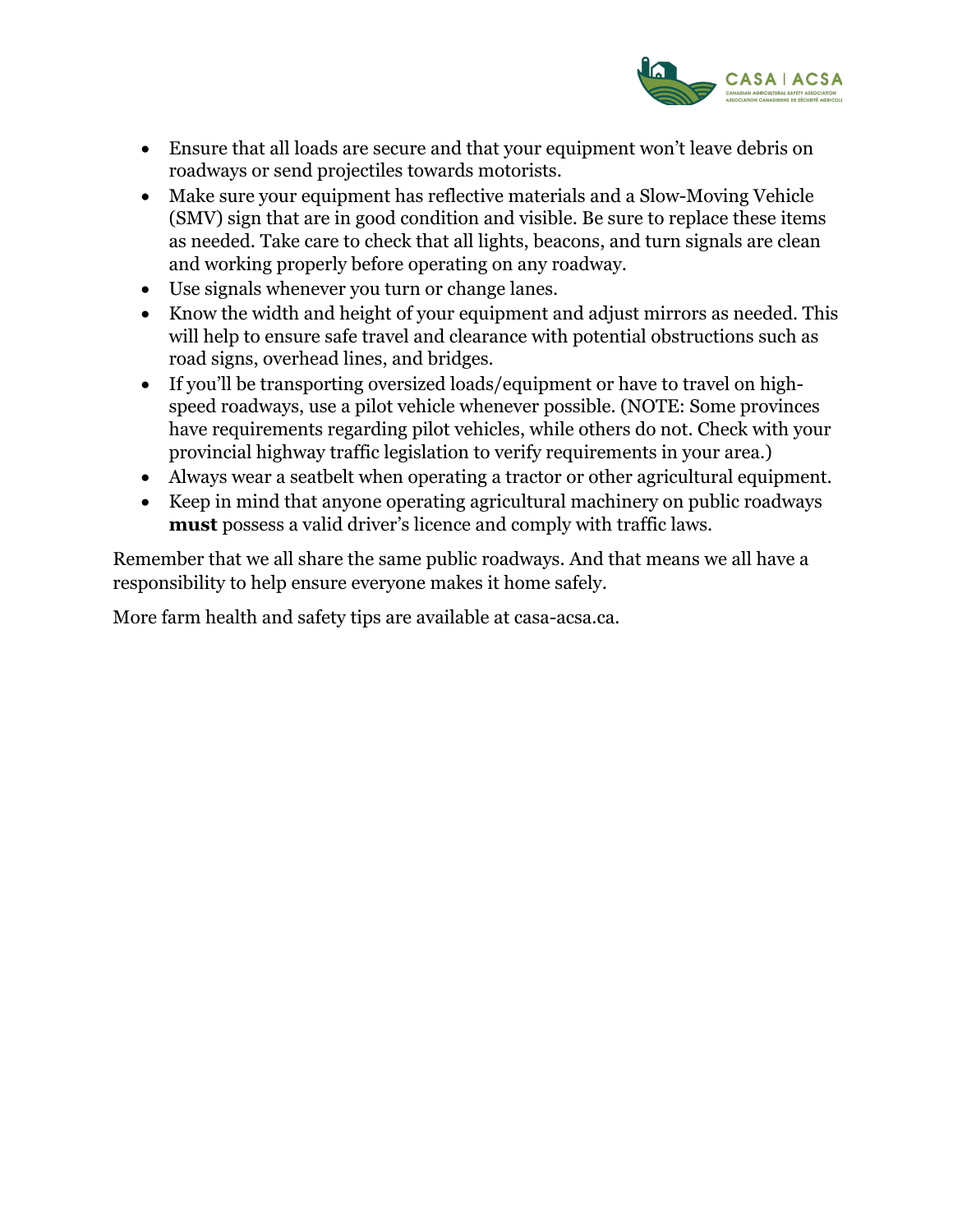- Ensure that all loads are secure and that your equipment won't leave debris on roadways or send projectiles towards motorists.
- Make sure your equipment has reflective materials and a Slow-Moving Vehicle (SMV) sign that are in good condition and visible. Be sure to replace these items as needed. Take care to check that all lights, beacons, and turn signals are clean and working properly before operating on any roadway.
- Use signals whenever you turn or change lanes.
- Know the width and height of your equipment and adjust mirrors as needed. This will help to ensure safe travel and clearance with potential obstructions such as road signs, overhead lines, and bridges.
- If you'll be transporting oversized loads/equipment or have to travel on high-speed roadways, use a pilot vehicle whenever possible. (NOTE: Some provinces have requirements regarding pilot vehicles, while others do not. Check with your provincial highway traffic legislation to verify requirements in your area.)
- Always wear a seatbelt when operating a tractor or other agricultural equipment.
- Keep in mind that anyone operating agricultural machinery on public roadways **must** possess a valid driver's licence and comply with traffic laws.

Remember that we all share the same public roadways. And that means we all have a responsibility to help ensure everyone makes it home safely.

More farm health and safety tips are available at casa-acsa.ca.